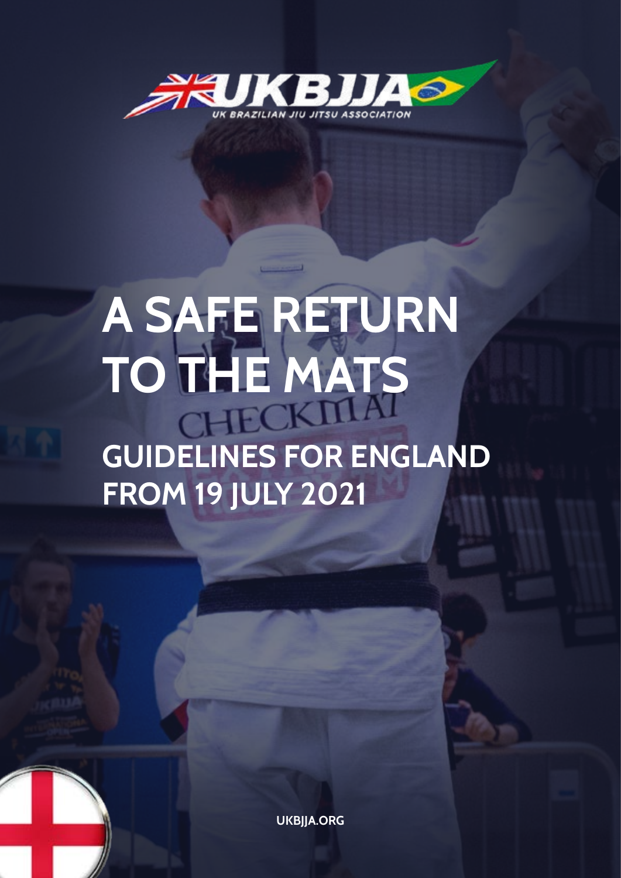UKBJJA

UK BRAZILIAN JIU JITSU ASSOCIATION

# A SAFE RETURN TO THE MATS

## GUIDELINES FOR ENGLAND FROM 19 JULY 2021

UKBJJA.ORG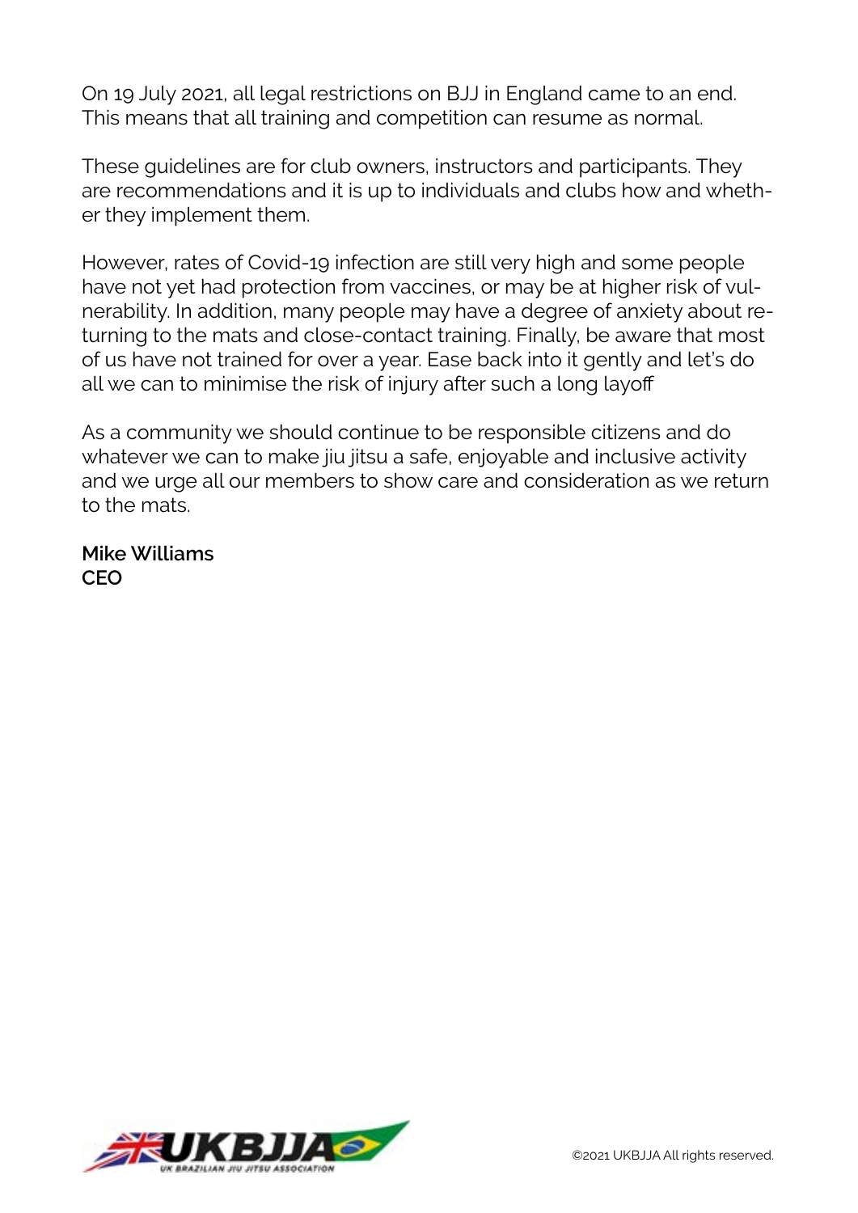On 19 July 2021, all legal restrictions on BJJ in England came to an end. This means that all training and competition can resume as normal.

These guidelines are for club owners, instructors and participants. They are recommendations and it is up to individuals and clubs how and whether they implement them.

However, rates of Covid-19 infection are still very high and some people have not yet had protection from vaccines, or may be at higher risk of vulnerability. In addition, many people may have a degree of anxiety about returning to the mats and close-contact training. Finally, be aware that most of us have not trained for over a year. Ease back into it gently and let's do all we can to minimise the risk of injury after such a long layoff

As a community we should continue to be responsible citizens and do whatever we can to make jiu jitsu a safe, enjoyable and inclusive activity and we urge all our members to show care and consideration as we return to the mats.

**Mike Williams**
**CEO**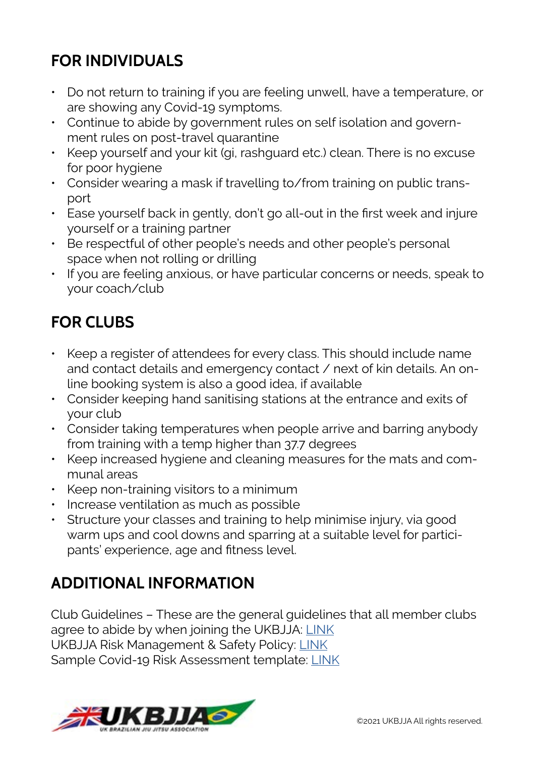## FOR INDIVIDUALS

- Do not return to training if you are feeling unwell, have a temperature, or are showing any Covid-19 symptoms.
- Continue to abide by government rules on self isolation and government rules on post-travel quarantine
- Keep yourself and your kit (gi, rashguard etc.) clean. There is no excuse for poor hygiene
- Consider wearing a mask if travelling to/from training on public transport
- Ease yourself back in gently, don't go all-out in the first week and injure yourself or a training partner
- Be respectful of other people's needs and other people's personal space when not rolling or drilling
- If you are feeling anxious, or have particular concerns or needs, speak to your coach/club

## FOR CLUBS

- Keep a register of attendees for every class. This should include name and contact details and emergency contact / next of kin details. An online booking system is also a good idea, if available
- Consider keeping hand sanitising stations at the entrance and exits of your club
- Consider taking temperatures when people arrive and barring anybody from training with a temp higher than 37.7 degrees
- Keep increased hygiene and cleaning measures for the mats and communal areas
- Keep non-training visitors to a minimum
- Increase ventilation as much as possible
- Structure your classes and training to help minimise injury, via good warm ups and cool downs and sparring at a suitable level for participants' experience, age and fitness level.

## ADDITIONAL INFORMATION

Club Guidelines – These are the general guidelines that all member clubs agree to abide by when joining the UKBJJA: LINK
UKBJJA Risk Management & Safety Policy: LINK
Sample Covid-19 Risk Assessment template: LINK

©2021 UKBJJA All rights reserved.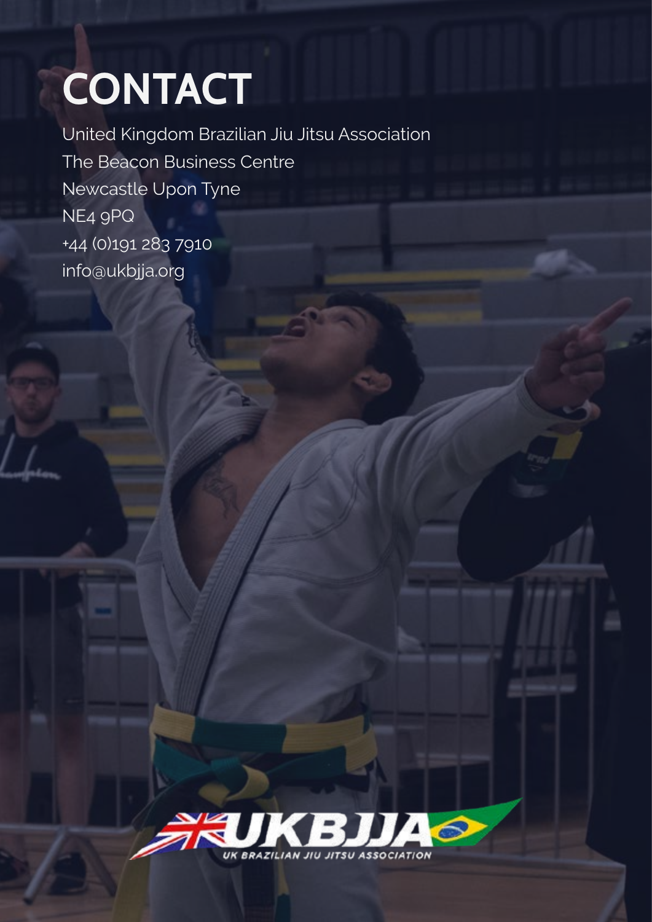# CONTACT

United Kingdom Brazilian Jiu Jitsu Association
The Beacon Business Centre
Newcastle Upon Tyne
NE4 9PQ
+44 (0)191 283 7910
info@ukbjja.org